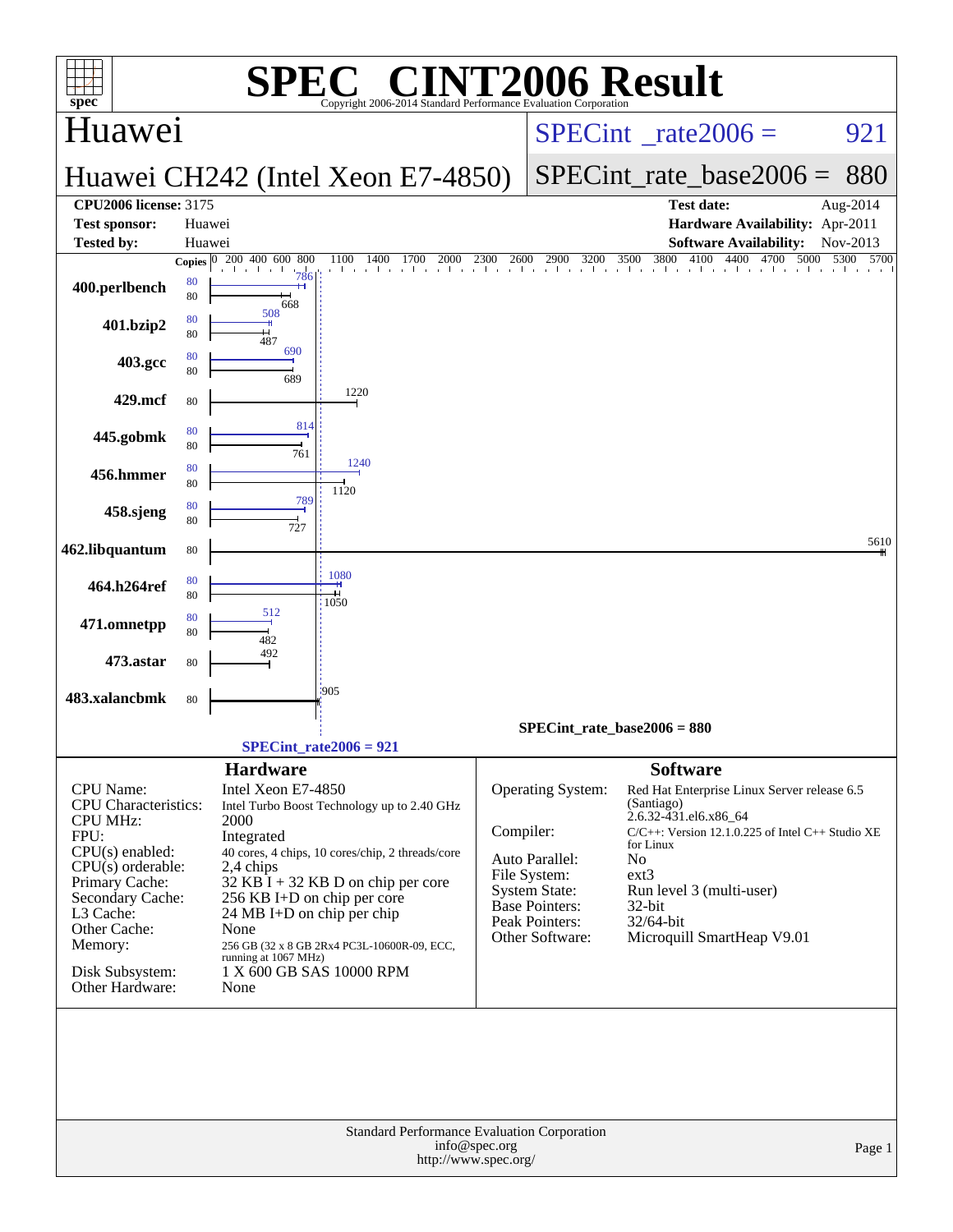# SPEC® CINT2006 Result

Copyright 2006-2014 Standard Performance Evaluation Corporation

## Huawei

**Huawei CH242 (Intel Xeon E7-4850)**

SPECint_rate2006 = 921

SPECint_rate_base2006 = 880

| | | | |
|---|---|---|---|
| **CPU2006 license:** 3175 | | **Test date:** | Aug-2014 |
| **Test sponsor:** | Huawei | **Hardware Availability:** | Apr-2011 |
| **Tested by:** | Huawei | **Software Availability:** | Nov-2013 |

| Benchmark | Copies (peak) | Peak | Copies (base) | Base |
|---|---|---|---|---|
| 400.perlbench | 80 | 786 | 80 | 668 |
| 401.bzip2 | 80 | 508 | 80 | 487 |
| 403.gcc | 80 | 690 | 80 | 689 |
| 429.mcf | | | 80 | 1220 |
| 445.gobmk | 80 | 814 | 80 | 761 |
| 456.hmmer | 80 | 1240 | 80 | 1120 |
| 458.sjeng | 80 | 789 | 80 | 727 |
| 462.libquantum | | | 80 | 5610 |
| 464.h264ref | 80 | 1080 | 80 | 1050 |
| 471.omnetpp | 80 | 512 | 80 | 482 |
| 473.astar | | | 80 | 492 |
| 483.xalancbmk | | | 80 | 905 |

SPECint_rate_base2006 = 880

SPECint_rate2006 = 921

### Hardware

| | |
|---|---|
| CPU Name: | Intel Xeon E7-4850 |
| CPU Characteristics: | Intel Turbo Boost Technology up to 2.40 GHz |
| CPU MHz: | 2000 |
| FPU: | Integrated |
| CPU(s) enabled: | 40 cores, 4 chips, 10 cores/chip, 2 threads/core |
| CPU(s) orderable: | 2,4 chips |
| Primary Cache: | 32 KB I + 32 KB D on chip per core |
| Secondary Cache: | 256 KB I+D on chip per core |
| L3 Cache: | 24 MB I+D on chip per chip |
| Other Cache: | None |
| Memory: | 256 GB (32 x 8 GB 2Rx4 PC3L-10600R-09, ECC, running at 1067 MHz) |
| Disk Subsystem: | 1 X 600 GB SAS 10000 RPM |
| Other Hardware: | None |

### Software

| | |
|---|---|
| Operating System: | Red Hat Enterprise Linux Server release 6.5 (Santiago) 2.6.32-431.el6.x86_64 |
| Compiler: | C/C++: Version 12.1.0.225 of Intel C++ Studio XE for Linux |
| Auto Parallel: | No |
| File System: | ext3 |
| System State: | Run level 3 (multi-user) |
| Base Pointers: | 32-bit |
| Peak Pointers: | 32/64-bit |
| Other Software: | Microquill SmartHeap V9.01 |

Standard Performance Evaluation Corporation
info@spec.org
http://www.spec.org/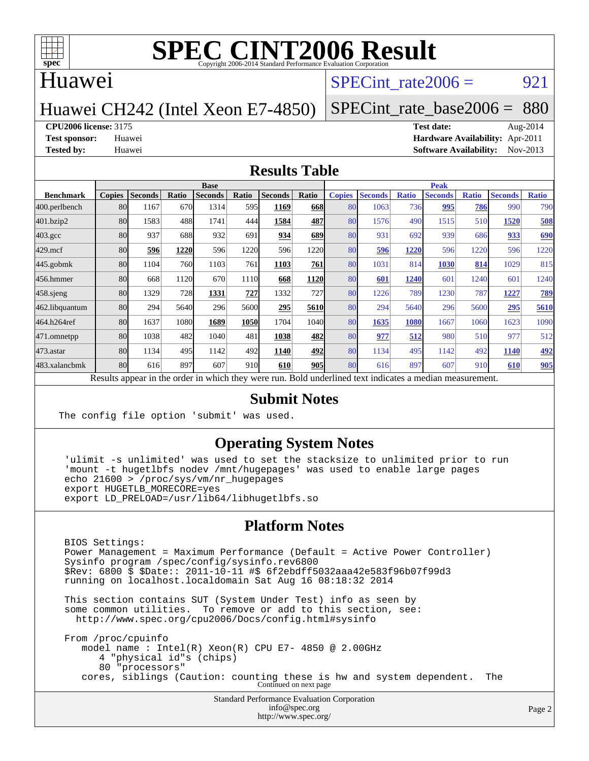# SPEC CINT2006 Result

Copyright 2006-2014 Standard Performance Evaluation Corporation

## Huawei

## Huawei CH242 (Intel Xeon E7-4850)

**SPECint_rate2006 = 921**

**SPECint_rate_base2006 = 880**

**CPU2006 license:** 3175
**Test sponsor:** Huawei
**Tested by:** Huawei

**Test date:** Aug-2014
**Hardware Availability:** Apr-2011
**Software Availability:** Nov-2013

## Results Table

| | Base | | | | | | | Peak | | | | | | |
|---|---|---|---|---|---|---|---|---|---|---|---|---|---|---|
| **Benchmark** | **Copies** | **Seconds** | **Ratio** | **Seconds** | **Ratio** | **Seconds** | **Ratio** | **Copies** | **Seconds** | **Ratio** | **Seconds** | **Ratio** | **Seconds** | **Ratio** |
| 400.perlbench | 80 | 1167 | 670 | 1314 | 595 | **1169** | **668** | 80 | 1063 | 736 | **995** | **786** | 990 | 790 |
| 401.bzip2 | 80 | 1583 | 488 | 1741 | 444 | **1584** | **487** | 80 | 1576 | 490 | 1515 | 510 | **1520** | **508** |
| 403.gcc | 80 | 937 | 688 | 932 | 691 | **934** | **689** | 80 | 931 | 692 | 939 | 686 | **933** | **690** |
| 429.mcf | 80 | **596** | **1220** | 596 | 1220 | 596 | 1220 | 80 | **596** | **1220** | 596 | 1220 | 596 | 1220 |
| 445.gobmk | 80 | 1104 | 760 | 1103 | 761 | **1103** | **761** | 80 | 1031 | 814 | **1030** | **814** | 1029 | 815 |
| 456.hmmer | 80 | 668 | 1120 | 670 | 1110 | **668** | **1120** | 80 | **601** | **1240** | 601 | 1240 | 601 | 1240 |
| 458.sjeng | 80 | 1329 | 728 | **1331** | **727** | 1332 | 727 | 80 | 1226 | 789 | 1230 | 787 | **1227** | **789** |
| 462.libquantum | 80 | 294 | 5640 | 296 | 5600 | **295** | **5610** | 80 | 294 | 5640 | 296 | 5600 | **295** | **5610** |
| 464.h264ref | 80 | 1637 | 1080 | **1689** | **1050** | 1704 | 1040 | 80 | **1635** | **1080** | 1667 | 1060 | 1623 | 1090 |
| 471.omnetpp | 80 | 1038 | 482 | 1040 | 481 | **1038** | **482** | 80 | **977** | **512** | 980 | 510 | 977 | 512 |
| 473.astar | 80 | 1134 | 495 | 1142 | 492 | **1140** | **492** | 80 | 1134 | 495 | 1142 | 492 | **1140** | **492** |
| 483.xalancbmk | 80 | 616 | 897 | 607 | 910 | **610** | **905** | 80 | 616 | 897 | 607 | 910 | **610** | **905** |

Results appear in the order in which they were run. Bold underlined text indicates a median measurement.

## Submit Notes

```
The config file option 'submit' was used.
```

## Operating System Notes

```
'ulimit -s unlimited' was used to set the stacksize to unlimited prior to run
'mount -t hugetlbfs nodev /mnt/hugepages' was used to enable large pages
echo 21600 > /proc/sys/vm/nr_hugepages
export HUGETLB_MORECORE=yes
export LD_PRELOAD=/usr/lib64/libhugetlbfs.so
```

## Platform Notes

```
BIOS Settings:
Power Management = Maximum Performance (Default = Active Power Controller)
Sysinfo program /spec/config/sysinfo.rev6800
$Rev: 6800 $ $Date:: 2011-10-11 #$ 6f2ebdff5032aaa42e583f96b07f99d3
running on localhost.localdomain Sat Aug 16 08:18:32 2014

This section contains SUT (System Under Test) info as seen by
some common utilities.  To remove or add to this section, see:
  http://www.spec.org/cpu2006/Docs/config.html#sysinfo

From /proc/cpuinfo
   model name : Intel(R) Xeon(R) CPU E7- 4850 @ 2.00GHz
      4 "physical id"s (chips)
      80 "processors"
   cores, siblings (Caution: counting these is hw and system dependent.  The
```

Continued on next page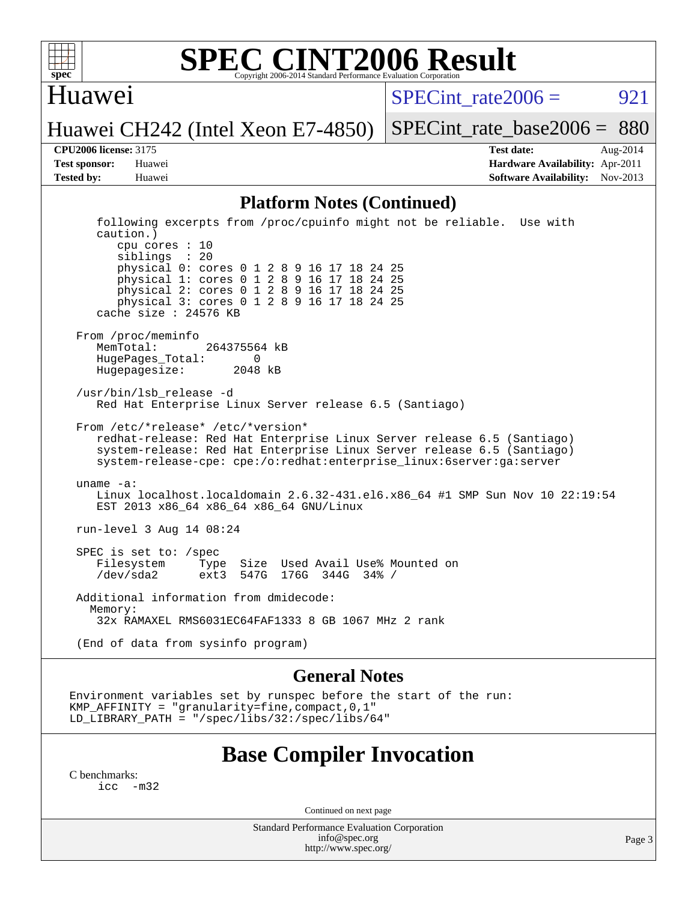# SPEC CINT2006 Result

## Huawei

Huawei CH242 (Intel Xeon E7-4850)

SPECint_rate2006 = 921

SPECint_rate_base2006 = 880

**CPU2006 license:** 3175
**Test sponsor:** Huawei
**Tested by:** Huawei

**Test date:** Aug-2014
**Hardware Availability:** Apr-2011
**Software Availability:** Nov-2013

## Platform Notes (Continued)

```
    following excerpts from /proc/cpuinfo might not be reliable.  Use with
    caution.)
       cpu cores : 10
       siblings  : 20
       physical 0: cores 0 1 2 8 9 16 17 18 24 25
       physical 1: cores 0 1 2 8 9 16 17 18 24 25
       physical 2: cores 0 1 2 8 9 16 17 18 24 25
       physical 3: cores 0 1 2 8 9 16 17 18 24 25
    cache size : 24576 KB

 From /proc/meminfo
    MemTotal:       264375564 kB
    HugePages_Total:       0
    Hugepagesize:       2048 kB

 /usr/bin/lsb_release -d
    Red Hat Enterprise Linux Server release 6.5 (Santiago)

 From /etc/*release* /etc/*version*
    redhat-release: Red Hat Enterprise Linux Server release 6.5 (Santiago)
    system-release: Red Hat Enterprise Linux Server release 6.5 (Santiago)
    system-release-cpe: cpe:/o:redhat:enterprise_linux:6server:ga:server

 uname -a:
    Linux localhost.localdomain 2.6.32-431.el6.x86_64 #1 SMP Sun Nov 10 22:19:54
    EST 2013 x86_64 x86_64 x86_64 GNU/Linux

 run-level 3 Aug 14 08:24

 SPEC is set to: /spec
    Filesystem     Type  Size  Used Avail Use% Mounted on
    /dev/sda2      ext3  547G  176G  344G  34% /

 Additional information from dmidecode:
   Memory:
    32x RAMAXEL RMS6031EC64FAF1333 8 GB 1067 MHz 2 rank

 (End of data from sysinfo program)
```

## General Notes

```
Environment variables set by runspec before the start of the run:
KMP_AFFINITY = "granularity=fine,compact,0,1"
LD_LIBRARY_PATH = "/spec/libs/32:/spec/libs/64"
```

# Base Compiler Invocation

C benchmarks:
  icc  -m32

Continued on next page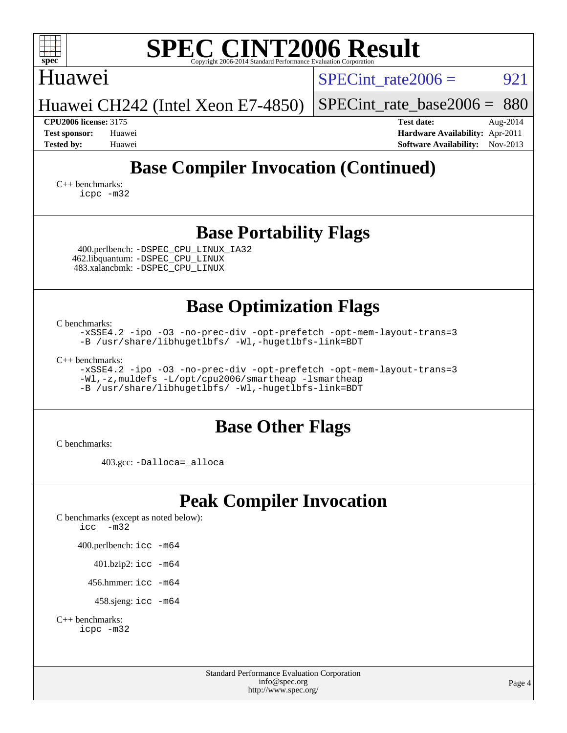# SPEC CINT2006 Result

Huawei

Huawei CH242 (Intel Xeon E7-4850)

SPECint_rate2006 = 921

SPECint_rate_base2006 = 880

**CPU2006 license:** 3175
**Test sponsor:** Huawei
**Tested by:** Huawei

**Test date:** Aug-2014
**Hardware Availability:** Apr-2011
**Software Availability:** Nov-2013

## Base Compiler Invocation (Continued)

C++ benchmarks:
```
icpc -m32
```

## Base Portability Flags

400.perlbench: `-DSPEC_CPU_LINUX_IA32`
462.libquantum: `-DSPEC_CPU_LINUX`
483.xalancbmk: `-DSPEC_CPU_LINUX`

## Base Optimization Flags

C benchmarks:
```
-xSSE4.2 -ipo -O3 -no-prec-div -opt-prefetch -opt-mem-layout-trans=3
-B /usr/share/libhugetlbfs/ -Wl,-hugetlbfs-link=BDT
```

C++ benchmarks:
```
-xSSE4.2 -ipo -O3 -no-prec-div -opt-prefetch -opt-mem-layout-trans=3
-Wl,-z,muldefs -L/opt/cpu2006/smartheap -lsmartheap
-B /usr/share/libhugetlbfs/ -Wl,-hugetlbfs-link=BDT
```

## Base Other Flags

C benchmarks:

403.gcc: `-Dalloca=_alloca`

## Peak Compiler Invocation

C benchmarks (except as noted below):
```
icc  -m32
```

400.perlbench: `icc -m64`

401.bzip2: `icc -m64`

456.hmmer: `icc -m64`

458.sjeng: `icc -m64`

C++ benchmarks:
```
icpc -m32
```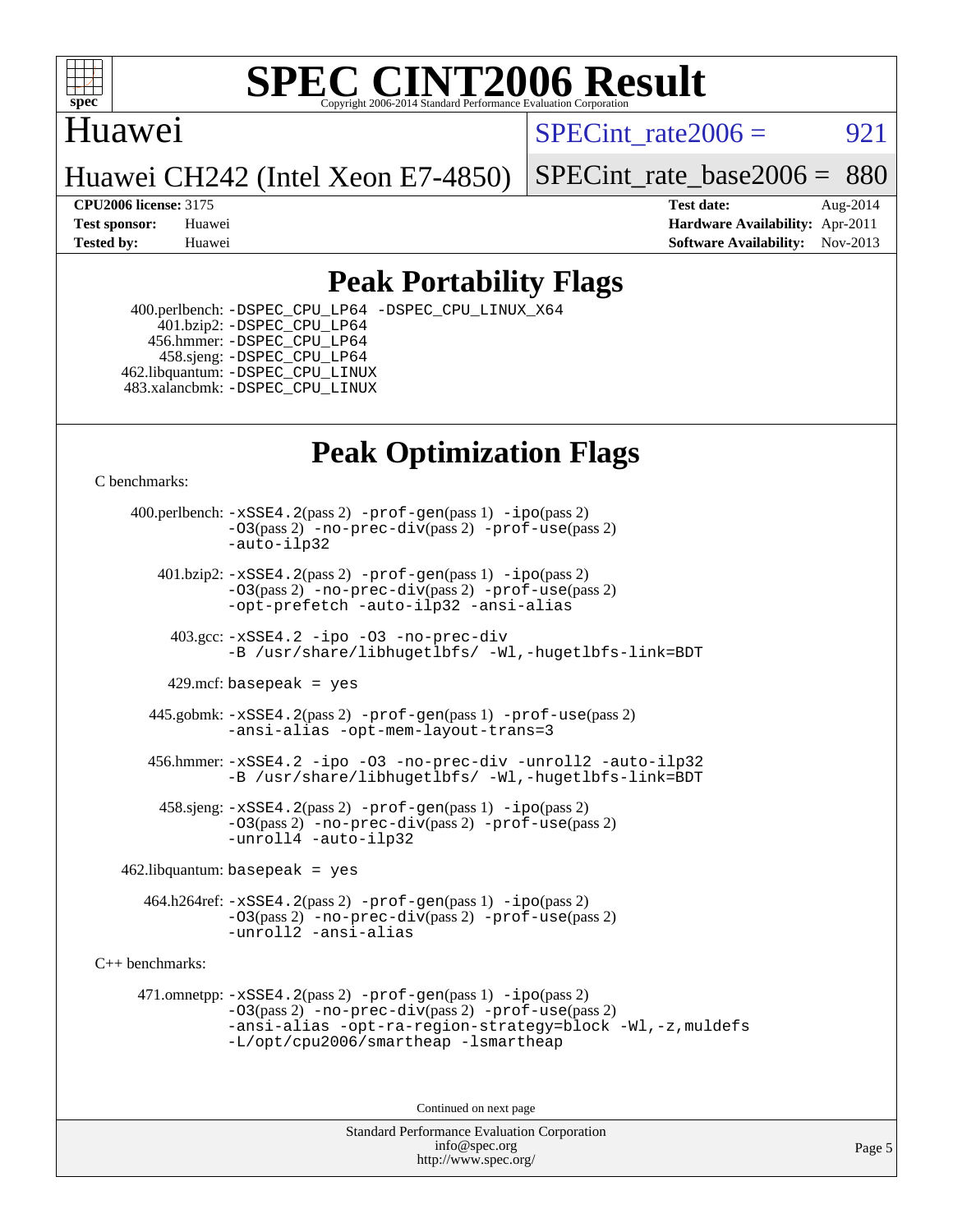# Peak Portability Flags

400.perlbench: -DSPEC_CPU_LP64 -DSPEC_CPU_LINUX_X64
401.bzip2: -DSPEC_CPU_LP64
456.hmmer: -DSPEC_CPU_LP64
458.sjeng: -DSPEC_CPU_LP64
462.libquantum: -DSPEC_CPU_LINUX
483.xalancbmk: -DSPEC_CPU_LINUX

# Peak Optimization Flags

C benchmarks:

400.perlbench: -xSSE4.2(pass 2) -prof-gen(pass 1) -ipo(pass 2) -O3(pass 2) -no-prec-div(pass 2) -prof-use(pass 2) -auto-ilp32

401.bzip2: -xSSE4.2(pass 2) -prof-gen(pass 1) -ipo(pass 2) -O3(pass 2) -no-prec-div(pass 2) -prof-use(pass 2) -opt-prefetch -auto-ilp32 -ansi-alias

403.gcc: -xSSE4.2 -ipo -O3 -no-prec-div -B /usr/share/libhugetlbfs/ -Wl,-hugetlbfs-link=BDT

429.mcf: basepeak = yes

445.gobmk: -xSSE4.2(pass 2) -prof-gen(pass 1) -prof-use(pass 2) -ansi-alias -opt-mem-layout-trans=3

456.hmmer: -xSSE4.2 -ipo -O3 -no-prec-div -unroll2 -auto-ilp32 -B /usr/share/libhugetlbfs/ -Wl,-hugetlbfs-link=BDT

458.sjeng: -xSSE4.2(pass 2) -prof-gen(pass 1) -ipo(pass 2) -O3(pass 2) -no-prec-div(pass 2) -prof-use(pass 2) -unroll4 -auto-ilp32

462.libquantum: basepeak = yes

464.h264ref: -xSSE4.2(pass 2) -prof-gen(pass 1) -ipo(pass 2) -O3(pass 2) -no-prec-div(pass 2) -prof-use(pass 2) -unroll2 -ansi-alias

C++ benchmarks:

471.omnetpp: -xSSE4.2(pass 2) -prof-gen(pass 1) -ipo(pass 2) -O3(pass 2) -no-prec-div(pass 2) -prof-use(pass 2) -ansi-alias -opt-ra-region-strategy=block -Wl,-z,muldefs -L/opt/cpu2006/smartheap -lsmartheap

Continued on next page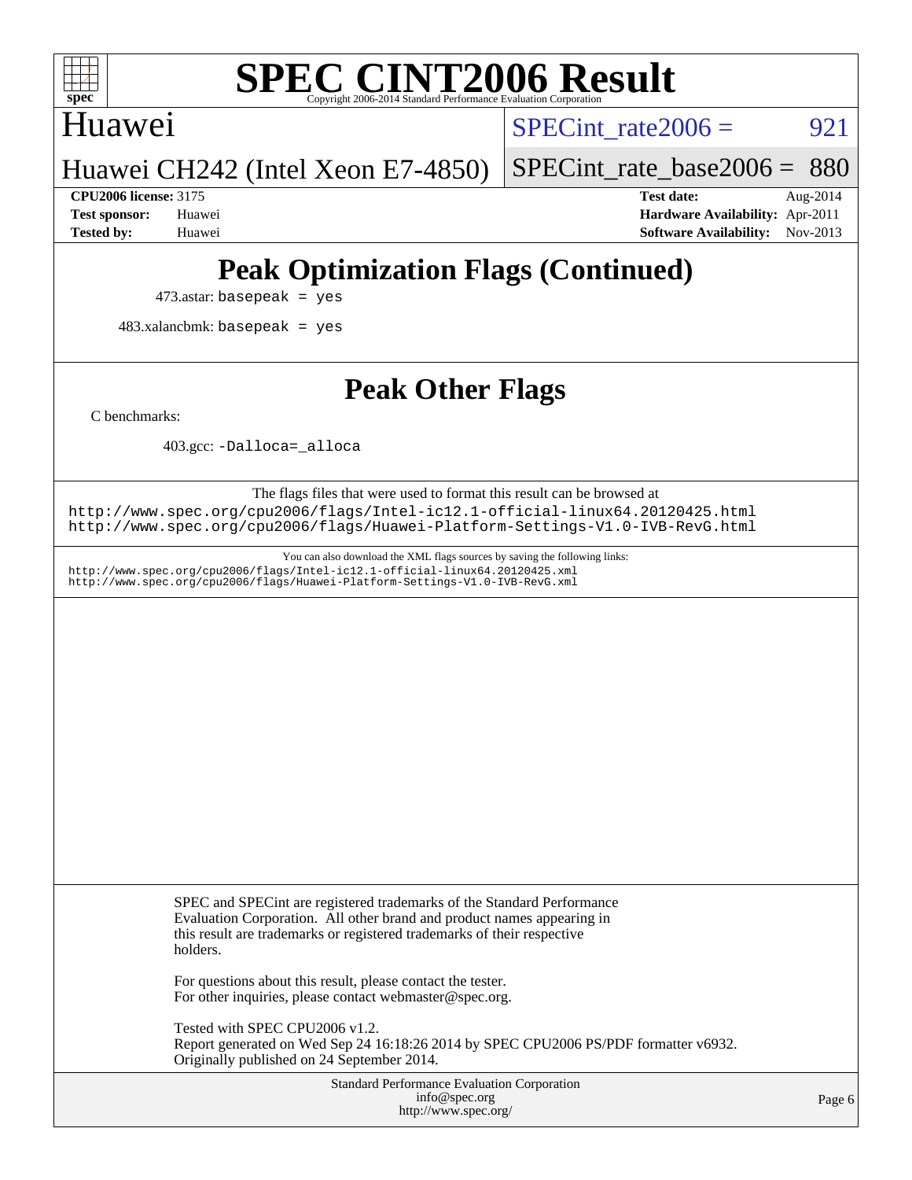## Peak Optimization Flags (Continued)

473.astar: basepeak = yes

483.xalancbmk: basepeak = yes

## Peak Other Flags

C benchmarks:

403.gcc: -Dalloca=_alloca

The flags files that were used to format this result can be browsed at
http://www.spec.org/cpu2006/flags/Intel-ic12.1-official-linux64.20120425.html
http://www.spec.org/cpu2006/flags/Huawei-Platform-Settings-V1.0-IVB-RevG.html

You can also download the XML flags sources by saving the following links:
http://www.spec.org/cpu2006/flags/Intel-ic12.1-official-linux64.20120425.xml
http://www.spec.org/cpu2006/flags/Huawei-Platform-Settings-V1.0-IVB-RevG.xml

SPEC and SPECint are registered trademarks of the Standard Performance Evaluation Corporation. All other brand and product names appearing in this result are trademarks or registered trademarks of their respective holders.

For questions about this result, please contact the tester.
For other inquiries, please contact webmaster@spec.org.

Tested with SPEC CPU2006 v1.2.
Report generated on Wed Sep 24 16:18:26 2014 by SPEC CPU2006 PS/PDF formatter v6932.
Originally published on 24 September 2014.